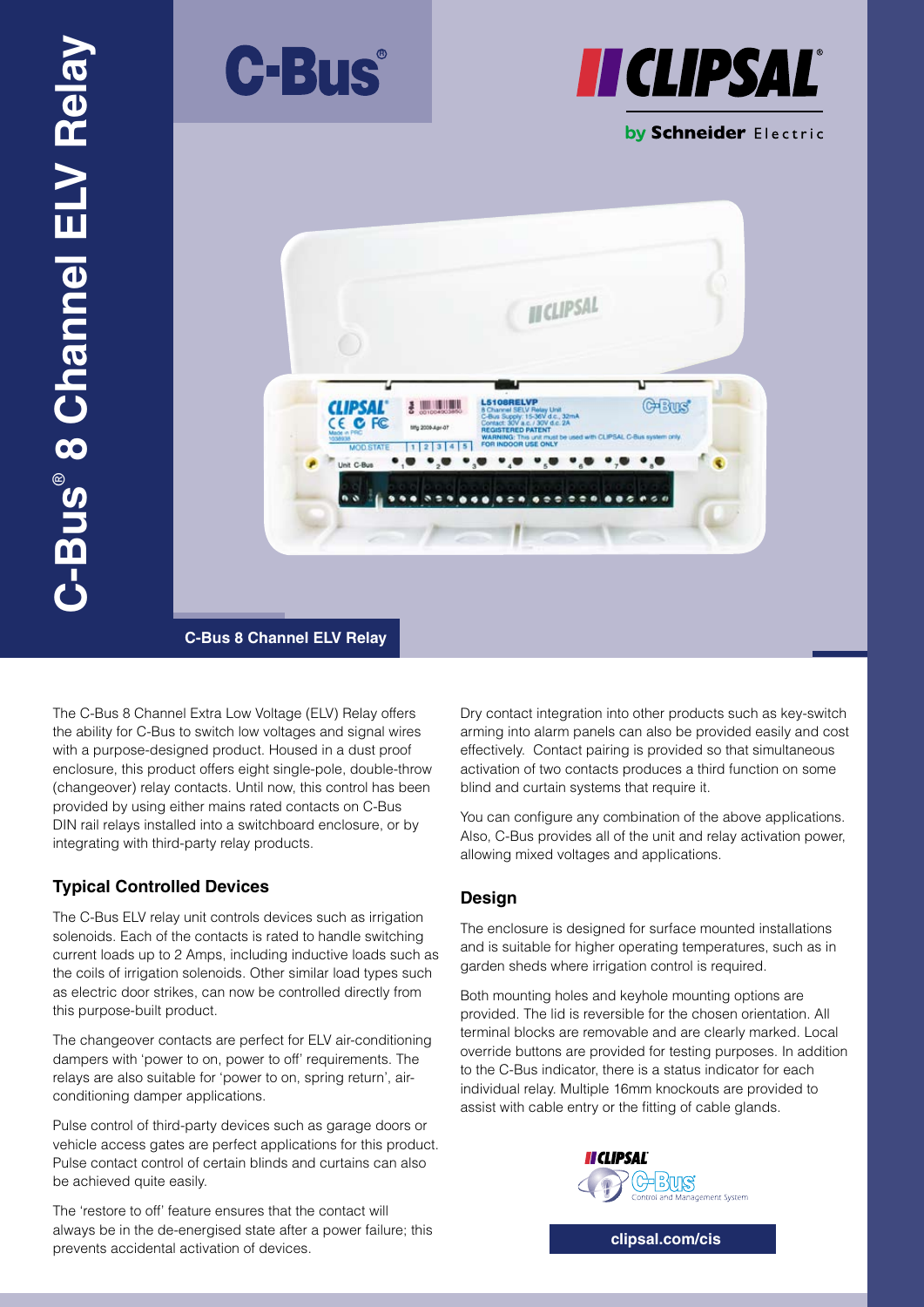# C-Bus® 8 Channel ELV Relay

C-Bus 8 Channel ELV Relay

The C-Bus 8 Channel Extra Low Voltage (ELV) Relay offers the ability for C-Bus to switch low voltages and signal wires with a purpose-designed product. Housed in a dust proof enclosure, this product offers eight single-pole, double-throw (changeover) relay contacts. Until now, this control has been provided by using either mains rated contacts on C-Bus DIN rail relays installed into a switchboard enclosure, or by integrating with third-party relay products.

## Typical Controlled Devices

The C-Bus ELV relay unit controls devices such as irrigation solenoids. Each of the contacts is rated to handle switching current loads up to 2 Amps, including inductive loads such as the coils of irrigation solenoids. Other similar load types such as electric door strikes, can now be controlled directly from this purpose-built product.

The changeover contacts are perfect for ELV air-conditioning dampers with 'power to on, power to off' requirements. The relays are also suitable for 'power to on, spring return', air-conditioning damper applications.

Pulse control of third-party devices such as garage doors or vehicle access gates are perfect applications for this product. Pulse contact control of certain blinds and curtains can also be achieved quite easily.

The 'restore to off' feature ensures that the contact will always be in the de-energised state after a power failure; this prevents accidental activation of devices.

Dry contact integration into other products such as key-switch arming into alarm panels can also be provided easily and cost effectively. Contact pairing is provided so that simultaneous activation of two contacts produces a third function on some blind and curtain systems that require it.

You can configure any combination of the above applications. Also, C-Bus provides all of the unit and relay activation power, allowing mixed voltages and applications.

## Design

The enclosure is designed for surface mounted installations and is suitable for higher operating temperatures, such as in garden sheds where irrigation control is required.

Both mounting holes and keyhole mounting options are provided. The lid is reversible for the chosen orientation. All terminal blocks are removable and are clearly marked. Local override buttons are provided for testing purposes. In addition to the C-Bus indicator, there is a status indicator for each individual relay. Multiple 16mm knockouts are provided to assist with cable entry or the fitting of cable glands.

clipsal.com/cis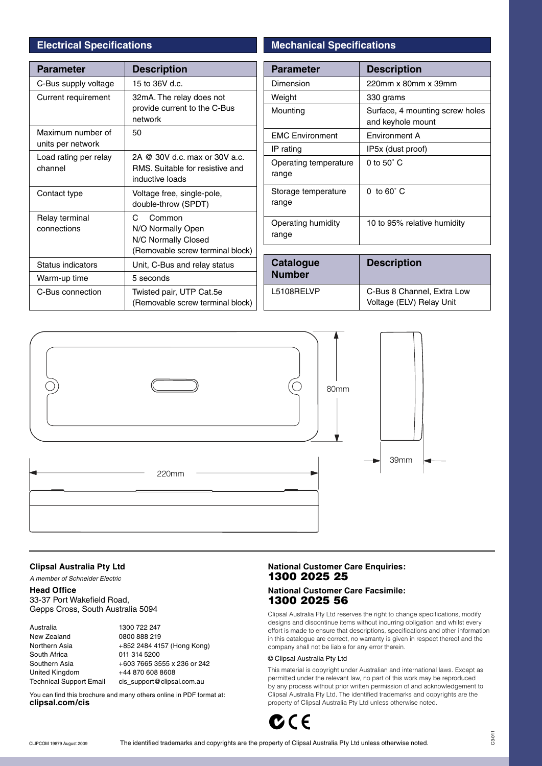## Electrical Specifications

| Parameter | Description |
|---|---|
| C-Bus supply voltage | 15 to 36V d.c. |
| Current requirement | 32mA. The relay does not provide current to the C-Bus network |
| Maximum number of units per network | 50 |
| Load rating per relay channel | 2A @ 30V d.c. max or 30V a.c. RMS. Suitable for resistive and inductive loads |
| Contact type | Voltage free, single-pole, double-throw (SPDT) |
| Relay terminal connections | C Common<br>N/O Normally Open<br>N/C Normally Closed<br>(Removable screw terminal block) |
| Status indicators | Unit, C-Bus and relay status |
| Warm-up time | 5 seconds |
| C-Bus connection | Twisted pair, UTP Cat.5e (Removable screw terminal block) |

## Mechanical Specifications

| Parameter | Description |
|---|---|
| Dimension | 220mm x 80mm x 39mm |
| Weight | 330 grams |
| Mounting | Surface, 4 mounting screw holes and keyhole mount |
| EMC Environment | Environment A |
| IP rating | IP5x (dust proof) |
| Operating temperature range | 0 to 50˚ C |
| Storage temperature range | 0 to 60˚ C |
| Operating humidity range | 10 to 95% relative humidity |

| Catalogue Number | Description |
|---|---|
| L5108RELVP | C-Bus 8 Channel, Extra Low Voltage (ELV) Relay Unit |

80mm

39mm

220mm

**Clipsal Australia Pty Ltd**

*A member of Schneider Electric*

**Head Office**
33-37 Port Wakefield Road,
Gepps Cross, South Australia 5094

| | |
|---|---|
| Australia | 1300 722 247 |
| New Zealand | 0800 888 219 |
| Northern Asia | +852 2484 4157 (Hong Kong) |
| South Africa | 011 314 5200 |
| Southern Asia | +603 7665 3555 x 236 or 242 |
| United Kingdom | +44 870 608 8608 |
| Technical Support Email | cis_support@clipsal.com.au |

You can find this brochure and many others online in PDF format at:
**clipsal.com/cis**

**National Customer Care Enquiries:**
**1300 2025 25**

**National Customer Care Facsimile:**
**1300 2025 56**

Clipsal Australia Pty Ltd reserves the right to change specifications, modify designs and discontinue items without incurring obligation and whilst every effort is made to ensure that descriptions, specifications and other information in this catalogue are correct, no warranty is given in respect thereof and the company shall not be liable for any error therein.

© Clipsal Australia Pty Ltd

This material is copyright under Australian and international laws. Except as permitted under the relevant law, no part of this work may be reproduced by any process without prior written permission of and acknowledgement to Clipsal Australia Pty Ltd. The identified trademarks and copyrights are the property of Clipsal Australia Pty Ltd unless otherwise noted.

CLIPCOM 19879 August 2009

The identified trademarks and copyrights are the property of Clipsal Australia Pty Ltd unless otherwise noted.

C3-011